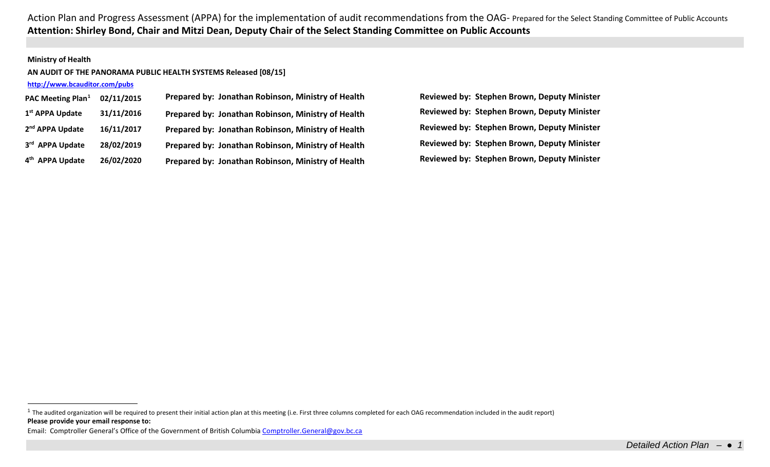Action Plan and Progress Assessment (APPA) for the implementation of audit recommendations from the OAG- Prepared for the Select Standing Committee of Public Accounts

**Attention: Shirley Bond, Chair and Mitzi Dean, Deputy Chair of the Select Standing Committee on Public Accounts**

**Ministry of Health**

**AN AUDIT OF THE PANORAMA PUBLIC HEALTH SYSTEMS Released [08/15]**

**http://www.bcauditor.com/pubs**

| | | | |
|---|---|---|---|
| **PAC Meeting Plan[1]** | **02/11/2015** | **Prepared by: Jonathan Robinson, Ministry of Health** | **Reviewed by: Stephen Brown, Deputy Minister** |
| **1st APPA Update** | **31/11/2016** | **Prepared by: Jonathan Robinson, Ministry of Health** | **Reviewed by: Stephen Brown, Deputy Minister** |
| **2nd APPA Update** | **16/11/2017** | **Prepared by: Jonathan Robinson, Ministry of Health** | **Reviewed by: Stephen Brown, Deputy Minister** |
| **3rd APPA Update** | **28/02/2019** | **Prepared by: Jonathan Robinson, Ministry of Health** | **Reviewed by: Stephen Brown, Deputy Minister** |
| **4th APPA Update** | **26/02/2020** | **Prepared by: Jonathan Robinson, Ministry of Health** | **Reviewed by: Stephen Brown, Deputy Minister** |

[1] The audited organization will be required to present their initial action plan at this meeting (i.e. First three columns completed for each OAG recommendation included in the audit report)

**Please provide your email response to:**

Email: Comptroller General's Office of the Government of British Columbia Comptroller.General@gov.bc.ca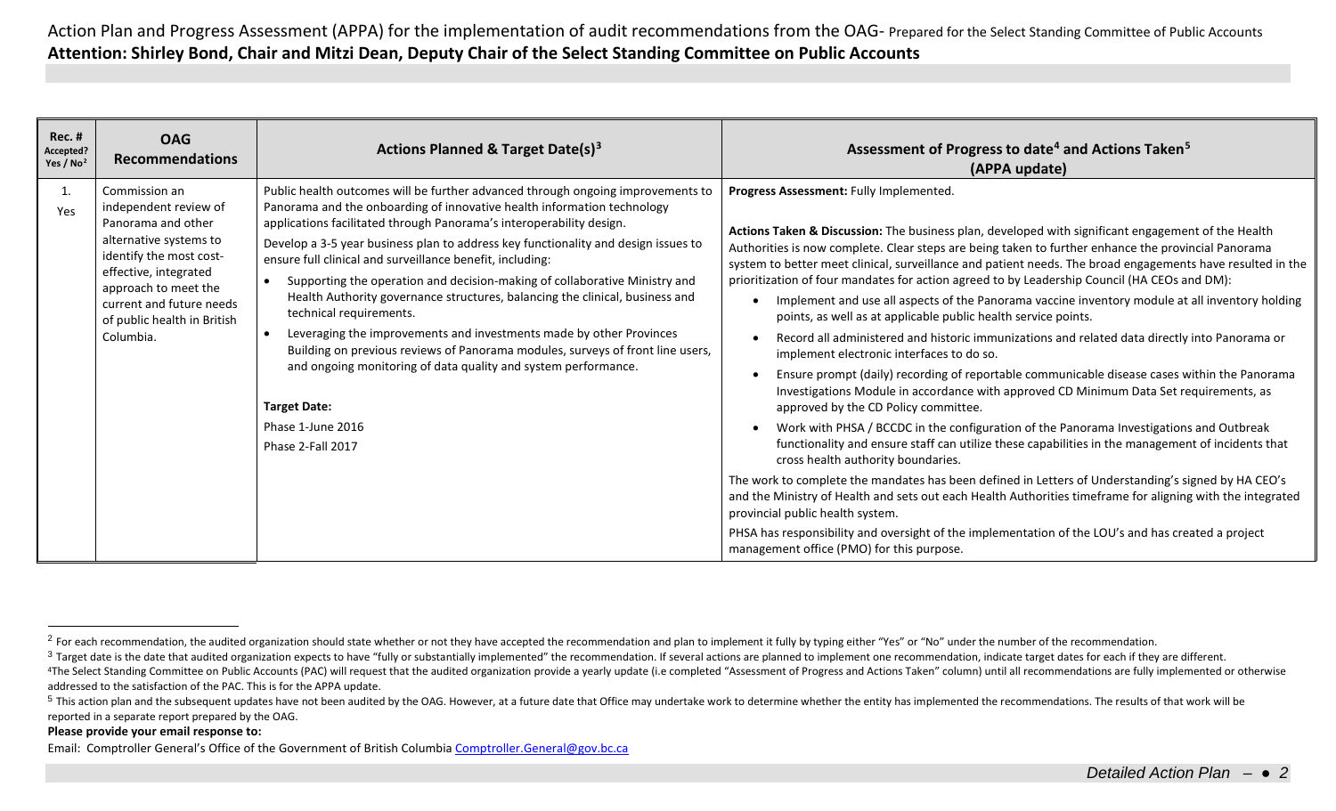Action Plan and Progress Assessment (APPA) for the implementation of audit recommendations from the OAG- Prepared for the Select Standing Committee of Public Accounts

**Attention: Shirley Bond, Chair and Mitzi Dean, Deputy Chair of the Select Standing Committee on Public Accounts**

| Rec. # Accepted? Yes / No[2] | OAG Recommendations | Actions Planned & Target Date(s)[3] | Assessment of Progress to date[4] and Actions Taken[5] (APPA update) |
|---|---|---|---|
| 1. Yes | Commission an independent review of Panorama and other alternative systems to identify the most cost-effective, integrated approach to meet the current and future needs of public health in British Columbia. | Public health outcomes will be further advanced through ongoing improvements to Panorama and the onboarding of innovative health information technology applications facilitated through Panorama's interoperability design.<br><br>Develop a 3-5 year business plan to address key functionality and design issues to ensure full clinical and surveillance benefit, including:<br>• Supporting the operation and decision-making of collaborative Ministry and Health Authority governance structures, balancing the clinical, business and technical requirements.<br>• Leveraging the improvements and investments made by other Provinces Building on previous reviews of Panorama modules, surveys of front line users, and ongoing monitoring of data quality and system performance.<br><br>**Target Date:**<br>Phase 1-June 2016<br>Phase 2-Fall 2017 | **Progress Assessment:** Fully Implemented.<br><br>**Actions Taken & Discussion:** The business plan, developed with significant engagement of the Health Authorities is now complete. Clear steps are being taken to further enhance the provincial Panorama system to better meet clinical, surveillance and patient needs. The broad engagements have resulted in the prioritization of four mandates for action agreed to by Leadership Council (HA CEOs and DM):<br>• Implement and use all aspects of the Panorama vaccine inventory module at all inventory holding points, as well as at applicable public health service points.<br>• Record all administered and historic immunizations and related data directly into Panorama or implement electronic interfaces to do so.<br>• Ensure prompt (daily) recording of reportable communicable disease cases within the Panorama Investigations Module in accordance with approved CD Minimum Data Set requirements, as approved by the CD Policy committee.<br>• Work with PHSA / BCCDC in the configuration of the Panorama Investigations and Outbreak functionality and ensure staff can utilize these capabilities in the management of incidents that cross health authority boundaries.<br><br>The work to complete the mandates has been defined in Letters of Understanding's signed by HA CEO's and the Ministry of Health and sets out each Health Authorities timeframe for aligning with the integrated provincial public health system.<br><br>PHSA has responsibility and oversight of the implementation of the LOU's and has created a project management office (PMO) for this purpose. |

[2] For each recommendation, the audited organization should state whether or not they have accepted the recommendation and plan to implement it fully by typing either "Yes" or "No" under the number of the recommendation.

[3] Target date is the date that audited organization expects to have "fully or substantially implemented" the recommendation. If several actions are planned to implement one recommendation, indicate target dates for each if they are different.

[4] The Select Standing Committee on Public Accounts (PAC) will request that the audited organization provide a yearly update (i.e completed "Assessment of Progress and Actions Taken" column) until all recommendations are fully implemented or otherwise addressed to the satisfaction of the PAC. This is for the APPA update.

[5] This action plan and the subsequent updates have not been audited by the OAG. However, at a future date that Office may undertake work to determine whether the entity has implemented the recommendations. The results of that work will be reported in a separate report prepared by the OAG.

**Please provide your email response to:**

Email: Comptroller General's Office of the Government of British Columbia Comptroller.General@gov.bc.ca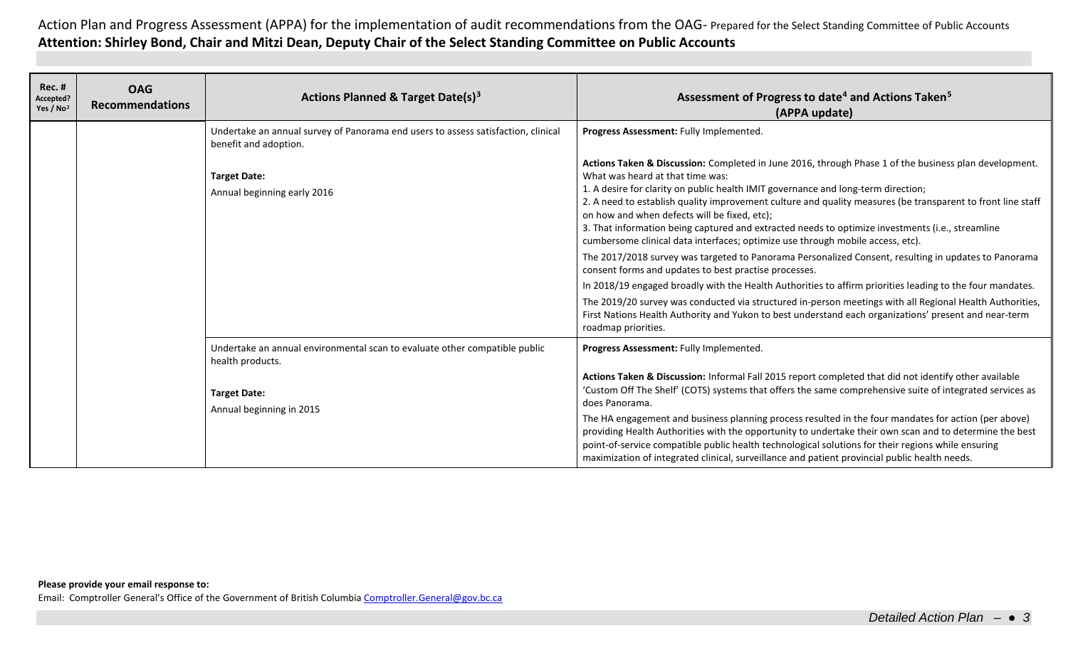Action Plan and Progress Assessment (APPA) for the implementation of audit recommendations from the OAG- Prepared for the Select Standing Committee of Public Accounts

**Attention: Shirley Bond, Chair and Mitzi Dean, Deputy Chair of the Select Standing Committee on Public Accounts**

| Rec. # Accepted? Yes / No[2] | OAG Recommendations | Actions Planned & Target Date(s)[3] | Assessment of Progress to date[4] and Actions Taken[5] (APPA update) |
|---|---|---|---|
| | | Undertake an annual survey of Panorama end users to assess satisfaction, clinical benefit and adoption.<br><br>**Target Date:**<br>Annual beginning early 2016 | **Progress Assessment:** Fully Implemented.<br><br>**Actions Taken & Discussion:** Completed in June 2016, through Phase 1 of the business plan development. What was heard at that time was:<br>1. A desire for clarity on public health IMIT governance and long-term direction;<br>2. A need to establish quality improvement culture and quality measures (be transparent to front line staff on how and when defects will be fixed, etc);<br>3. That information being captured and extracted needs to optimize investments (i.e., streamline cumbersome clinical data interfaces; optimize use through mobile access, etc).<br>The 2017/2018 survey was targeted to Panorama Personalized Consent, resulting in updates to Panorama consent forms and updates to best practise processes.<br>In 2018/19 engaged broadly with the Health Authorities to affirm priorities leading to the four mandates.<br>The 2019/20 survey was conducted via structured in-person meetings with all Regional Health Authorities, First Nations Health Authority and Yukon to best understand each organizations' present and near-term roadmap priorities. |
| | | Undertake an annual environmental scan to evaluate other compatible public health products.<br><br>**Target Date:**<br>Annual beginning in 2015 | **Progress Assessment:** Fully Implemented.<br><br>**Actions Taken & Discussion:** Informal Fall 2015 report completed that did not identify other available 'Custom Off The Shelf' (COTS) systems that offers the same comprehensive suite of integrated services as does Panorama.<br>The HA engagement and business planning process resulted in the four mandates for action (per above) providing Health Authorities with the opportunity to undertake their own scan and to determine the best point-of-service compatible public health technological solutions for their regions while ensuring maximization of integrated clinical, surveillance and patient provincial public health needs. |

**Please provide your email response to:**

Email: Comptroller General's Office of the Government of British Columbia Comptroller.General@gov.bc.ca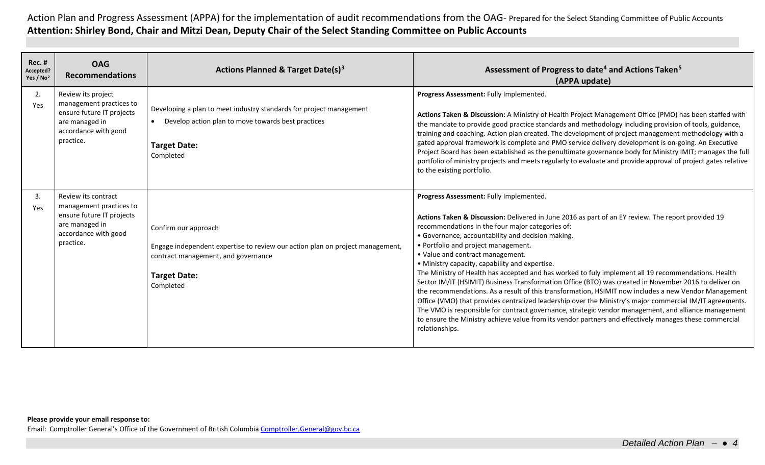Action Plan and Progress Assessment (APPA) for the implementation of audit recommendations from the OAG- Prepared for the Select Standing Committee of Public Accounts

**Attention: Shirley Bond, Chair and Mitzi Dean, Deputy Chair of the Select Standing Committee on Public Accounts**

| Rec. # Accepted? Yes / No[2] | OAG Recommendations | Actions Planned & Target Date(s)[3] | Assessment of Progress to date[4] and Actions Taken[5] (APPA update) |
|---|---|---|---|
| 2. Yes | Review its project management practices to ensure future IT projects are managed in accordance with good practice. | Developing a plan to meet industry standards for project management<br>• Develop action plan to move towards best practices<br><br>**Target Date:**<br>Completed | **Progress Assessment:** Fully Implemented.<br><br>**Actions Taken & Discussion:** A Ministry of Health Project Management Office (PMO) has been staffed with the mandate to provide good practice standards and methodology including provision of tools, guidance, training and coaching. Action plan created. The development of project management methodology with a gated approval framework is complete and PMO service delivery development is on-going. An Executive Project Board has been established as the penultimate governance body for Ministry IMIT; manages the full portfolio of ministry projects and meets regularly to evaluate and provide approval of project gates relative to the existing portfolio. |
| 3. Yes | Review its contract management practices to ensure future IT projects are managed in accordance with good practice. | Confirm our approach<br><br>Engage independent expertise to review our action plan on project management, contract management, and governance<br><br>**Target Date:**<br>Completed | **Progress Assessment:** Fully Implemented.<br><br>**Actions Taken & Discussion:** Delivered in June 2016 as part of an EY review. The report provided 19 recommendations in the four major categories of:<br>• Governance, accountability and decision making.<br>• Portfolio and project management.<br>• Value and contract management.<br>• Ministry capacity, capability and expertise.<br>The Ministry of Health has accepted and has worked to fuly implement all 19 recommendations. Health Sector IM/IT (HSIMIT) Business Transformation Office (BTO) was created in November 2016 to deliver on the recommendations. As a result of this transformation, HSIMIT now includes a new Vendor Management Office (VMO) that provides centralized leadership over the Ministry's major commercial IM/IT agreements. The VMO is responsible for contract governance, strategic vendor management, and alliance management to ensure the Ministry achieve value from its vendor partners and effectively manages these commercial relationships. |

**Please provide your email response to:**

Email: Comptroller General's Office of the Government of British Columbia Comptroller.General@gov.bc.ca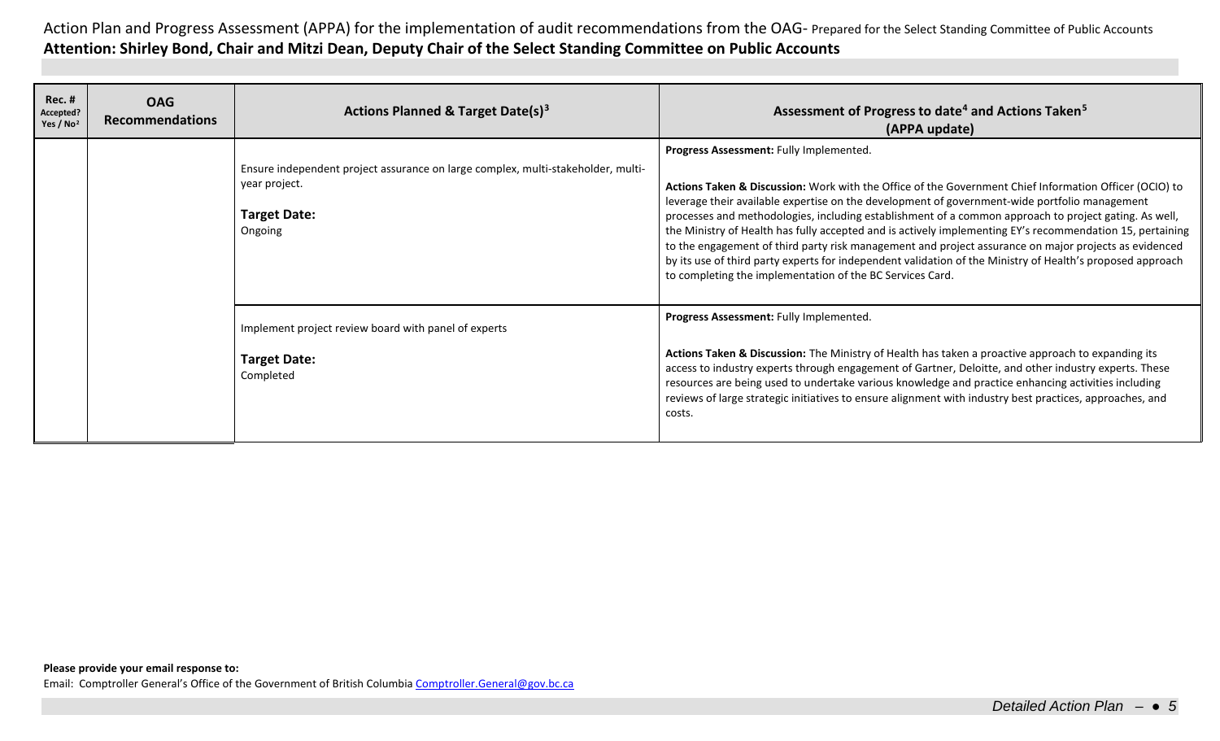Action Plan and Progress Assessment (APPA) for the implementation of audit recommendations from the OAG- Prepared for the Select Standing Committee of Public Accounts

**Attention: Shirley Bond, Chair and Mitzi Dean, Deputy Chair of the Select Standing Committee on Public Accounts**

| Rec. # Accepted? Yes / No[2] | OAG Recommendations | Actions Planned & Target Date(s)[3] | Assessment of Progress to date[4] and Actions Taken[5] (APPA update) |
|---|---|---|---|
| | | Ensure independent project assurance on large complex, multi-stakeholder, multi-year project.<br><br>**Target Date:**<br>Ongoing | **Progress Assessment:** Fully Implemented.<br><br>**Actions Taken & Discussion:** Work with the Office of the Government Chief Information Officer (OCIO) to leverage their available expertise on the development of government-wide portfolio management processes and methodologies, including establishment of a common approach to project gating. As well, the Ministry of Health has fully accepted and is actively implementing EY's recommendation 15, pertaining to the engagement of third party risk management and project assurance on major projects as evidenced by its use of third party experts for independent validation of the Ministry of Health's proposed approach to completing the implementation of the BC Services Card. |
| | | Implement project review board with panel of experts<br><br>**Target Date:**<br>Completed | **Progress Assessment:** Fully Implemented.<br><br>**Actions Taken & Discussion:** The Ministry of Health has taken a proactive approach to expanding its access to industry experts through engagement of Gartner, Deloitte, and other industry experts. These resources are being used to undertake various knowledge and practice enhancing activities including reviews of large strategic initiatives to ensure alignment with industry best practices, approaches, and costs. |

**Please provide your email response to:**

Email: Comptroller General's Office of the Government of British Columbia Comptroller.General@gov.bc.ca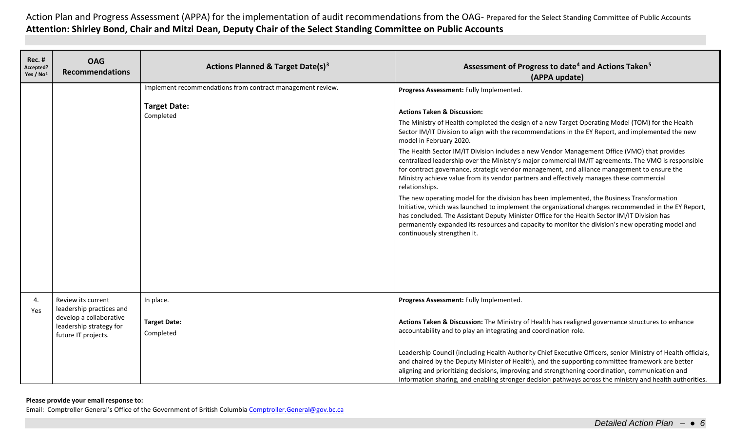Action Plan and Progress Assessment (APPA) for the implementation of audit recommendations from the OAG- Prepared for the Select Standing Committee of Public Accounts

**Attention: Shirley Bond, Chair and Mitzi Dean, Deputy Chair of the Select Standing Committee on Public Accounts**

| Rec. # Accepted? Yes / No[2] | OAG Recommendations | Actions Planned & Target Date(s)[3] | Assessment of Progress to date[4] and Actions Taken[5] (APPA update) |
|---|---|---|---|
| | | Implement recommendations from contract management review.<br><br>**Target Date:**<br>Completed | **Progress Assessment:** Fully Implemented.<br><br>**Actions Taken & Discussion:**<br>The Ministry of Health completed the design of a new Target Operating Model (TOM) for the Health Sector IM/IT Division to align with the recommendations in the EY Report, and implemented the new model in February 2020.<br>The Health Sector IM/IT Division includes a new Vendor Management Office (VMO) that provides centralized leadership over the Ministry's major commercial IM/IT agreements. The VMO is responsible for contract governance, strategic vendor management, and alliance management to ensure the Ministry achieve value from its vendor partners and effectively manages these commercial relationships.<br>The new operating model for the division has been implemented, the Business Transformation Initiative, which was launched to implement the organizational changes recommended in the EY Report, has concluded. The Assistant Deputy Minister Office for the Health Sector IM/IT Division has permanently expanded its resources and capacity to monitor the division's new operating model and continuously strengthen it. |
| 4.<br>Yes | Review its current leadership practices and develop a collaborative leadership strategy for future IT projects. | In place.<br><br>**Target Date:**<br>Completed | **Progress Assessment:** Fully Implemented.<br><br>**Actions Taken & Discussion:** The Ministry of Health has realigned governance structures to enhance accountability and to play an integrating and coordination role.<br><br>Leadership Council (including Health Authority Chief Executive Officers, senior Ministry of Health officials, and chaired by the Deputy Minister of Health), and the supporting committee framework are better aligning and prioritizing decisions, improving and strengthening coordination, communication and information sharing, and enabling stronger decision pathways across the ministry and health authorities. |

**Please provide your email response to:**

Email: Comptroller General's Office of the Government of British Columbia Comptroller.General@gov.bc.ca

*Detailed Action Plan – ●*